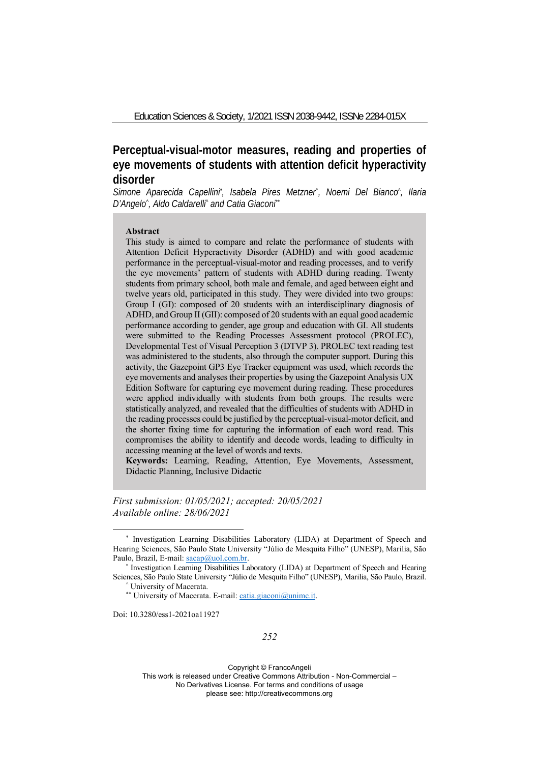# Perceptual-visual-motor measures, reading and properties of eye movements of students with attention deficit hyperactivity disorder

*Simone Aparecida Capellini*, Isabela Pires Metzner°, Noemi Del Bianco^, Ilaria D'Angelo^, Aldo Caldarelli^ and Catia Giaconi***

**Abstract**

This study is aimed to compare and relate the performance of students with Attention Deficit Hyperactivity Disorder (ADHD) and with good academic performance in the perceptual-visual-motor and reading processes, and to verify the eye movements' pattern of students with ADHD during reading. Twenty students from primary school, both male and female, and aged between eight and twelve years old, participated in this study. They were divided into two groups: Group I (GI): composed of 20 students with an interdisciplinary diagnosis of ADHD, and Group II (GII): composed of 20 students with an equal good academic performance according to gender, age group and education with GI. All students were submitted to the Reading Processes Assessment protocol (PROLEC), Developmental Test of Visual Perception 3 (DTVP 3). PROLEC text reading test was administered to the students, also through the computer support. During this activity, the Gazepoint GP3 Eye Tracker equipment was used, which records the eye movements and analyses their properties by using the Gazepoint Analysis UX Edition Software for capturing eye movement during reading. These procedures were applied individually with students from both groups. The results were statistically analyzed, and revealed that the difficulties of students with ADHD in the reading processes could be justified by the perceptual-visual-motor deficit, and the shorter fixing time for capturing the information of each word read. This compromises the ability to identify and decode words, leading to difficulty in accessing meaning at the level of words and texts.

**Keywords:** Learning, Reading, Attention, Eye Movements, Assessment, Didactic Planning, Inclusive Didactic

*First submission: 01/05/2021; accepted: 20/05/2021*
*Available online: 28/06/2021*

---

* Investigation Learning Disabilities Laboratory (LIDA) at Department of Speech and Hearing Sciences, São Paulo State University "Júlio de Mesquita Filho" (UNESP), Marilia, São Paulo, Brazil, E-mail: sacap@uol.com.br.

° Investigation Learning Disabilities Laboratory (LIDA) at Department of Speech and Hearing Sciences, São Paulo State University "Júlio de Mesquita Filho" (UNESP), Marilia, São Paulo, Brazil.

^ University of Macerata.

** University of Macerata. E-mail: catia.giaconi@unimc.it.

Doi: 10.3280/ess1-2021oa11927

Copyright © FrancoAngeli
This work is released under Creative Commons Attribution - Non-Commercial – No Derivatives License. For terms and conditions of usage please see: http://creativecommons.org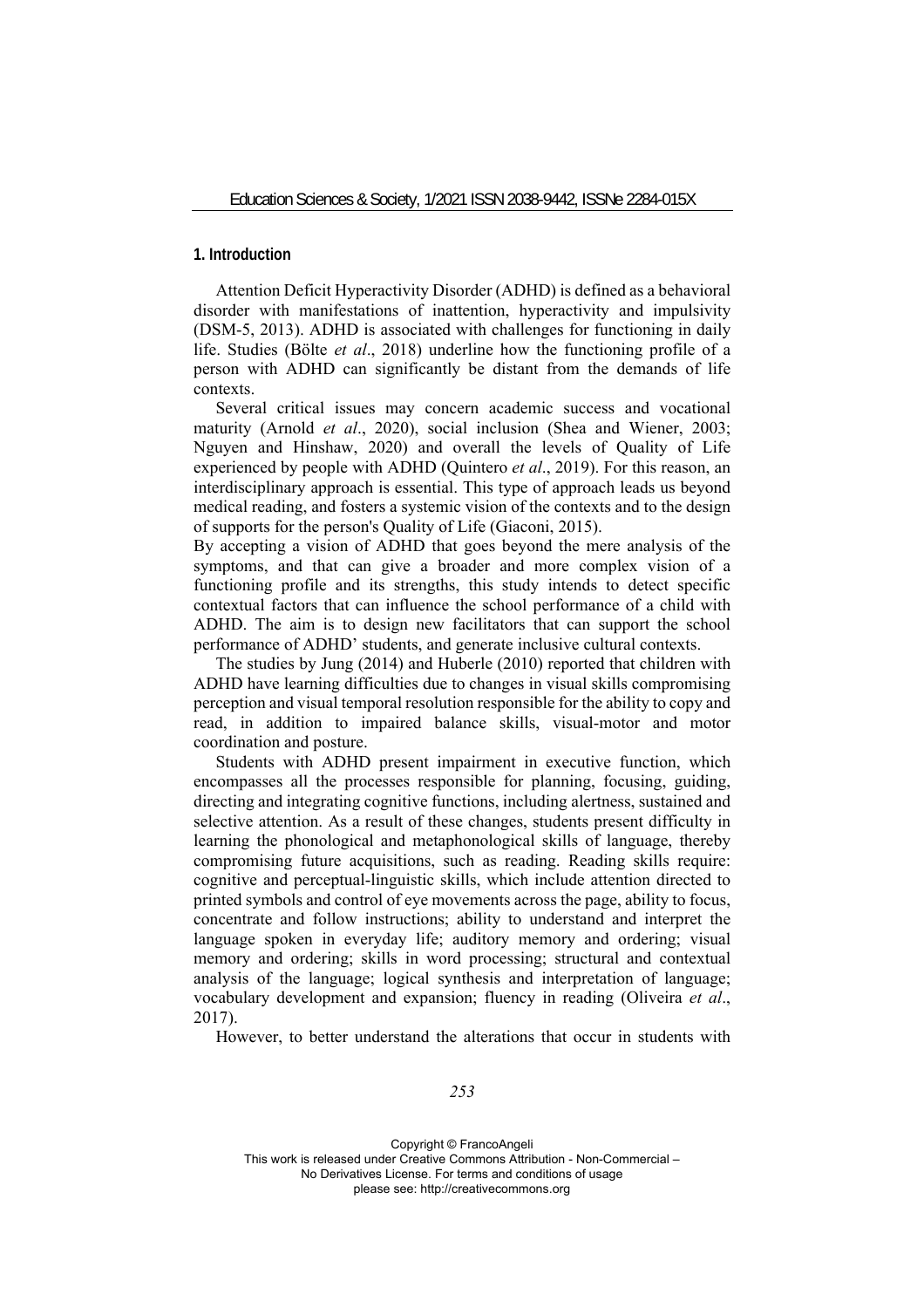## 1. Introduction

Attention Deficit Hyperactivity Disorder (ADHD) is defined as a behavioral disorder with manifestations of inattention, hyperactivity and impulsivity (DSM-5, 2013). ADHD is associated with challenges for functioning in daily life. Studies (Bölte *et al*., 2018) underline how the functioning profile of a person with ADHD can significantly be distant from the demands of life contexts.

Several critical issues may concern academic success and vocational maturity (Arnold *et al*., 2020), social inclusion (Shea and Wiener, 2003; Nguyen and Hinshaw, 2020) and overall the levels of Quality of Life experienced by people with ADHD (Quintero *et al*., 2019). For this reason, an interdisciplinary approach is essential. This type of approach leads us beyond medical reading, and fosters a systemic vision of the contexts and to the design of supports for the person's Quality of Life (Giaconi, 2015).

By accepting a vision of ADHD that goes beyond the mere analysis of the symptoms, and that can give a broader and more complex vision of a functioning profile and its strengths, this study intends to detect specific contextual factors that can influence the school performance of a child with ADHD. The aim is to design new facilitators that can support the school performance of ADHD' students, and generate inclusive cultural contexts.

The studies by Jung (2014) and Huberle (2010) reported that children with ADHD have learning difficulties due to changes in visual skills compromising perception and visual temporal resolution responsible for the ability to copy and read, in addition to impaired balance skills, visual-motor and motor coordination and posture.

Students with ADHD present impairment in executive function, which encompasses all the processes responsible for planning, focusing, guiding, directing and integrating cognitive functions, including alertness, sustained and selective attention. As a result of these changes, students present difficulty in learning the phonological and metaphonological skills of language, thereby compromising future acquisitions, such as reading. Reading skills require: cognitive and perceptual-linguistic skills, which include attention directed to printed symbols and control of eye movements across the page, ability to focus, concentrate and follow instructions; ability to understand and interpret the language spoken in everyday life; auditory memory and ordering; visual memory and ordering; skills in word processing; structural and contextual analysis of the language; logical synthesis and interpretation of language; vocabulary development and expansion; fluency in reading (Oliveira *et al*., 2017).

However, to better understand the alterations that occur in students with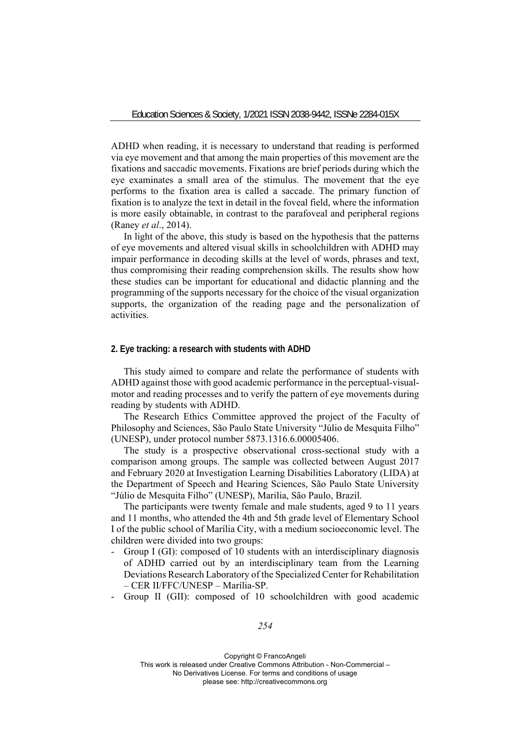ADHD when reading, it is necessary to understand that reading is performed via eye movement and that among the main properties of this movement are the fixations and saccadic movements. Fixations are brief periods during which the eye examinates a small area of the stimulus. The movement that the eye performs to the fixation area is called a saccade. The primary function of fixation is to analyze the text in detail in the foveal field, where the information is more easily obtainable, in contrast to the parafoveal and peripheral regions (Raney *et al*., 2014).

In light of the above, this study is based on the hypothesis that the patterns of eye movements and altered visual skills in schoolchildren with ADHD may impair performance in decoding skills at the level of words, phrases and text, thus compromising their reading comprehension skills. The results show how these studies can be important for educational and didactic planning and the programming of the supports necessary for the choice of the visual organization supports, the organization of the reading page and the personalization of activities.

## 2. Eye tracking: a research with students with ADHD

This study aimed to compare and relate the performance of students with ADHD against those with good academic performance in the perceptual-visual-motor and reading processes and to verify the pattern of eye movements during reading by students with ADHD.

The Research Ethics Committee approved the project of the Faculty of Philosophy and Sciences, São Paulo State University "Júlio de Mesquita Filho" (UNESP), under protocol number 5873.1316.6.00005406.

The study is a prospective observational cross-sectional study with a comparison among groups. The sample was collected between August 2017 and February 2020 at Investigation Learning Disabilities Laboratory (LIDA) at the Department of Speech and Hearing Sciences, São Paulo State University "Júlio de Mesquita Filho" (UNESP), Marilia, São Paulo, Brazil.

The participants were twenty female and male students, aged 9 to 11 years and 11 months, who attended the 4th and 5th grade level of Elementary School I of the public school of Marília City, with a medium socioeconomic level. The children were divided into two groups:

- Group I (GI): composed of 10 students with an interdisciplinary diagnosis of ADHD carried out by an interdisciplinary team from the Learning Deviations Research Laboratory of the Specialized Center for Rehabilitation – CER II/FFC/UNESP – Marília-SP.
- Group II (GII): composed of 10 schoolchildren with good academic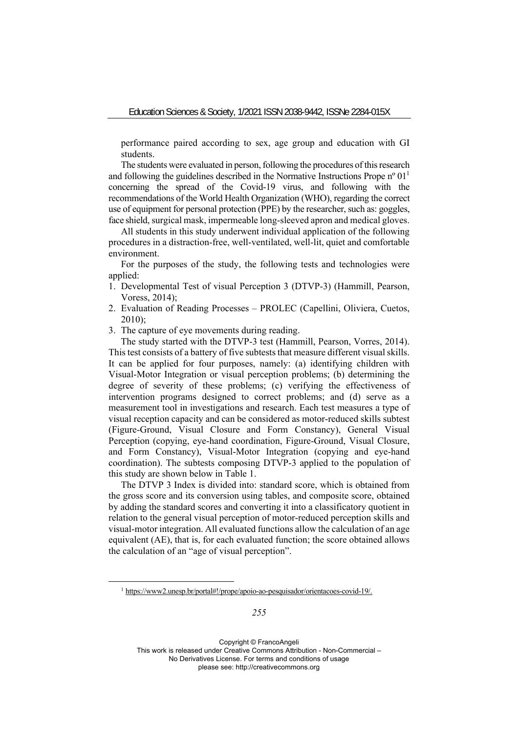performance paired according to sex, age group and education with GI students.

The students were evaluated in person, following the procedures of this research and following the guidelines described in the Normative Instructions Prope nº 01[1] concerning the spread of the Covid-19 virus, and following with the recommendations of the World Health Organization (WHO), regarding the correct use of equipment for personal protection (PPE) by the researcher, such as: goggles, face shield, surgical mask, impermeable long-sleeved apron and medical gloves.

All students in this study underwent individual application of the following procedures in a distraction-free, well-ventilated, well-lit, quiet and comfortable environment.

For the purposes of the study, the following tests and technologies were applied:

1. Developmental Test of visual Perception 3 (DTVP-3) (Hammill, Pearson, Voress, 2014);
2. Evaluation of Reading Processes – PROLEC (Capellini, Oliviera, Cuetos, 2010);
3. The capture of eye movements during reading.

The study started with the DTVP-3 test (Hammill, Pearson, Vorres, 2014). This test consists of a battery of five subtests that measure different visual skills. It can be applied for four purposes, namely: (a) identifying children with Visual-Motor Integration or visual perception problems; (b) determining the degree of severity of these problems; (c) verifying the effectiveness of intervention programs designed to correct problems; and (d) serve as a measurement tool in investigations and research. Each test measures a type of visual reception capacity and can be considered as motor-reduced skills subtest (Figure-Ground, Visual Closure and Form Constancy), General Visual Perception (copying, eye-hand coordination, Figure-Ground, Visual Closure, and Form Constancy), Visual-Motor Integration (copying and eye-hand coordination). The subtests composing DTVP-3 applied to the population of this study are shown below in Table 1.

The DTVP 3 Index is divided into: standard score, which is obtained from the gross score and its conversion using tables, and composite score, obtained by adding the standard scores and converting it into a classificatory quotient in relation to the general visual perception of motor-reduced perception skills and visual-motor integration. All evaluated functions allow the calculation of an age equivalent (AE), that is, for each evaluated function; the score obtained allows the calculation of an "age of visual perception".

[1] https://www2.unesp.br/portal#!/prope/apoio-ao-pesquisador/orientacoes-covid-19/.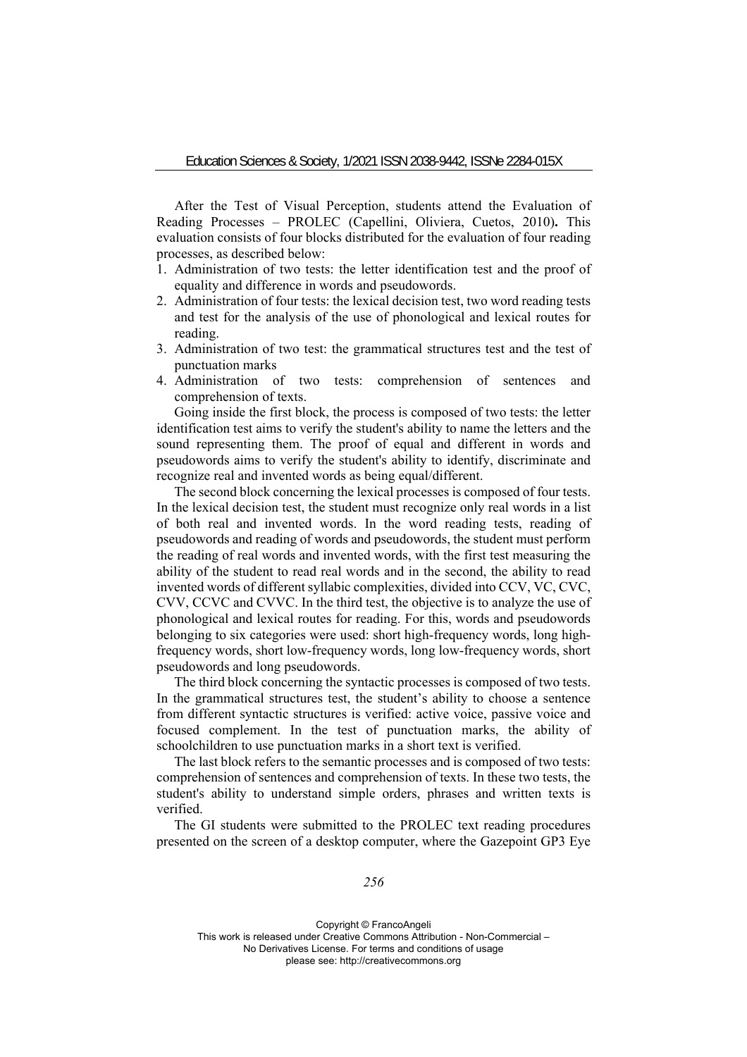After the Test of Visual Perception, students attend the Evaluation of Reading Processes – PROLEC (Capellini, Oliviera, Cuetos, 2010)**.** This evaluation consists of four blocks distributed for the evaluation of four reading processes, as described below:

1. Administration of two tests: the letter identification test and the proof of equality and difference in words and pseudowords.
2. Administration of four tests: the lexical decision test, two word reading tests and test for the analysis of the use of phonological and lexical routes for reading.
3. Administration of two test: the grammatical structures test and the test of punctuation marks
4. Administration of two tests: comprehension of sentences and comprehension of texts.

Going inside the first block, the process is composed of two tests: the letter identification test aims to verify the student's ability to name the letters and the sound representing them. The proof of equal and different in words and pseudowords aims to verify the student's ability to identify, discriminate and recognize real and invented words as being equal/different.

The second block concerning the lexical processes is composed of four tests. In the lexical decision test, the student must recognize only real words in a list of both real and invented words. In the word reading tests, reading of pseudowords and reading of words and pseudowords, the student must perform the reading of real words and invented words, with the first test measuring the ability of the student to read real words and in the second, the ability to read invented words of different syllabic complexities, divided into CCV, VC, CVC, CVV, CCVC and CVVC. In the third test, the objective is to analyze the use of phonological and lexical routes for reading. For this, words and pseudowords belonging to six categories were used: short high-frequency words, long high-frequency words, short low-frequency words, long low-frequency words, short pseudowords and long pseudowords.

The third block concerning the syntactic processes is composed of two tests. In the grammatical structures test, the student's ability to choose a sentence from different syntactic structures is verified: active voice, passive voice and focused complement. In the test of punctuation marks, the ability of schoolchildren to use punctuation marks in a short text is verified.

The last block refers to the semantic processes and is composed of two tests: comprehension of sentences and comprehension of texts. In these two tests, the student's ability to understand simple orders, phrases and written texts is verified.

The GI students were submitted to the PROLEC text reading procedures presented on the screen of a desktop computer, where the Gazepoint GP3 Eye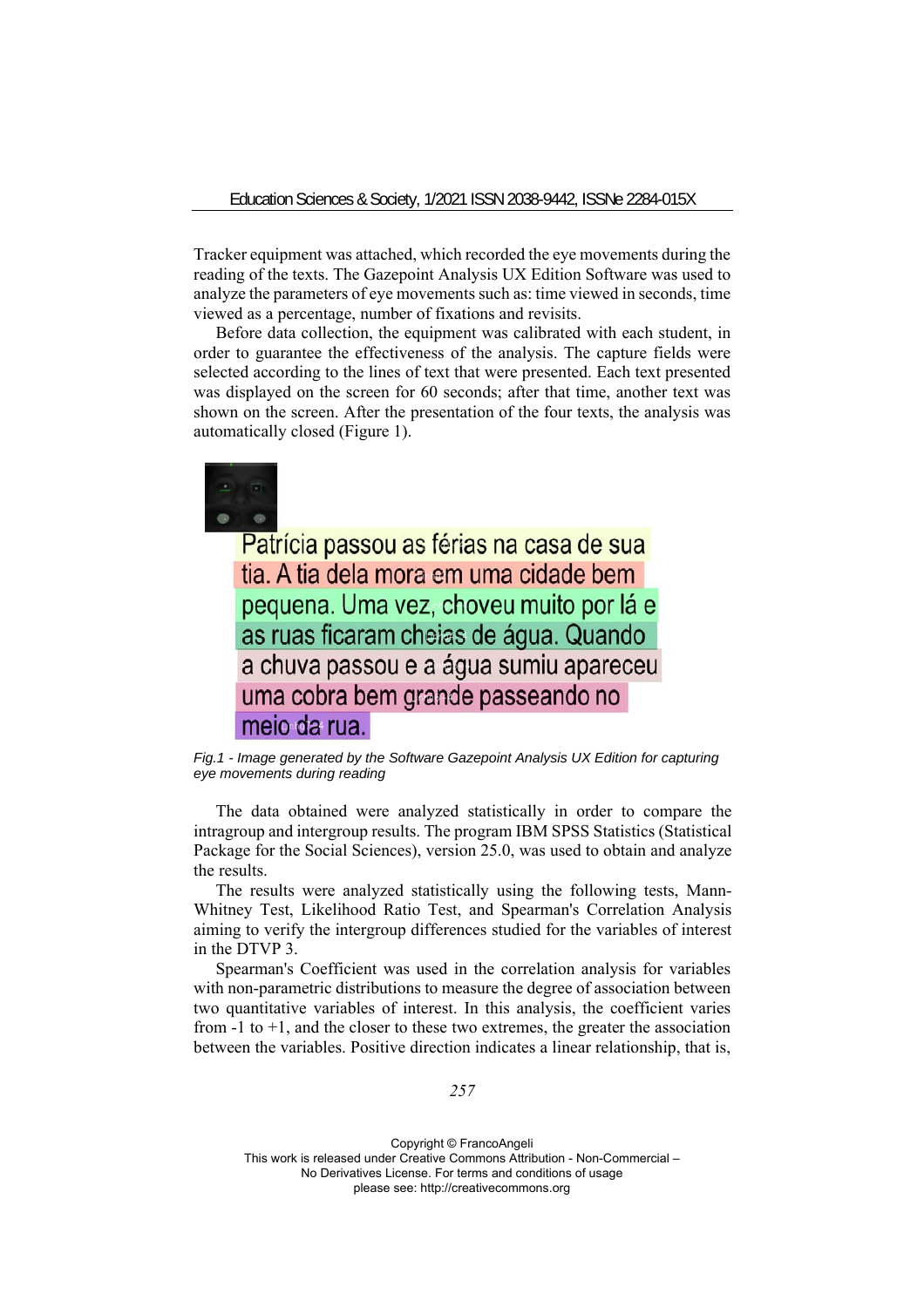Tracker equipment was attached, which recorded the eye movements during the reading of the texts. The Gazepoint Analysis UX Edition Software was used to analyze the parameters of eye movements such as: time viewed in seconds, time viewed as a percentage, number of fixations and revisits.

Before data collection, the equipment was calibrated with each student, in order to guarantee the effectiveness of the analysis. The capture fields were selected according to the lines of text that were presented. Each text presented was displayed on the screen for 60 seconds; after that time, another text was shown on the screen. After the presentation of the four texts, the analysis was automatically closed (Figure 1).

Patrícia passou as férias na casa de sua tia. A tia dela mora em uma cidade bem pequena. Uma vez, choveu muito por lá e as ruas ficaram cheias de água. Quando a chuva passou e a água sumiu apareceu uma cobra bem grande passeando no meio da rua.

*Fig.1 - Image generated by the Software Gazepoint Analysis UX Edition for capturing eye movements during reading*

The data obtained were analyzed statistically in order to compare the intragroup and intergroup results. The program IBM SPSS Statistics (Statistical Package for the Social Sciences), version 25.0, was used to obtain and analyze the results.

The results were analyzed statistically using the following tests, Mann-Whitney Test, Likelihood Ratio Test, and Spearman's Correlation Analysis aiming to verify the intergroup differences studied for the variables of interest in the DTVP 3.

Spearman's Coefficient was used in the correlation analysis for variables with non-parametric distributions to measure the degree of association between two quantitative variables of interest. In this analysis, the coefficient varies from -1 to +1, and the closer to these two extremes, the greater the association between the variables. Positive direction indicates a linear relationship, that is,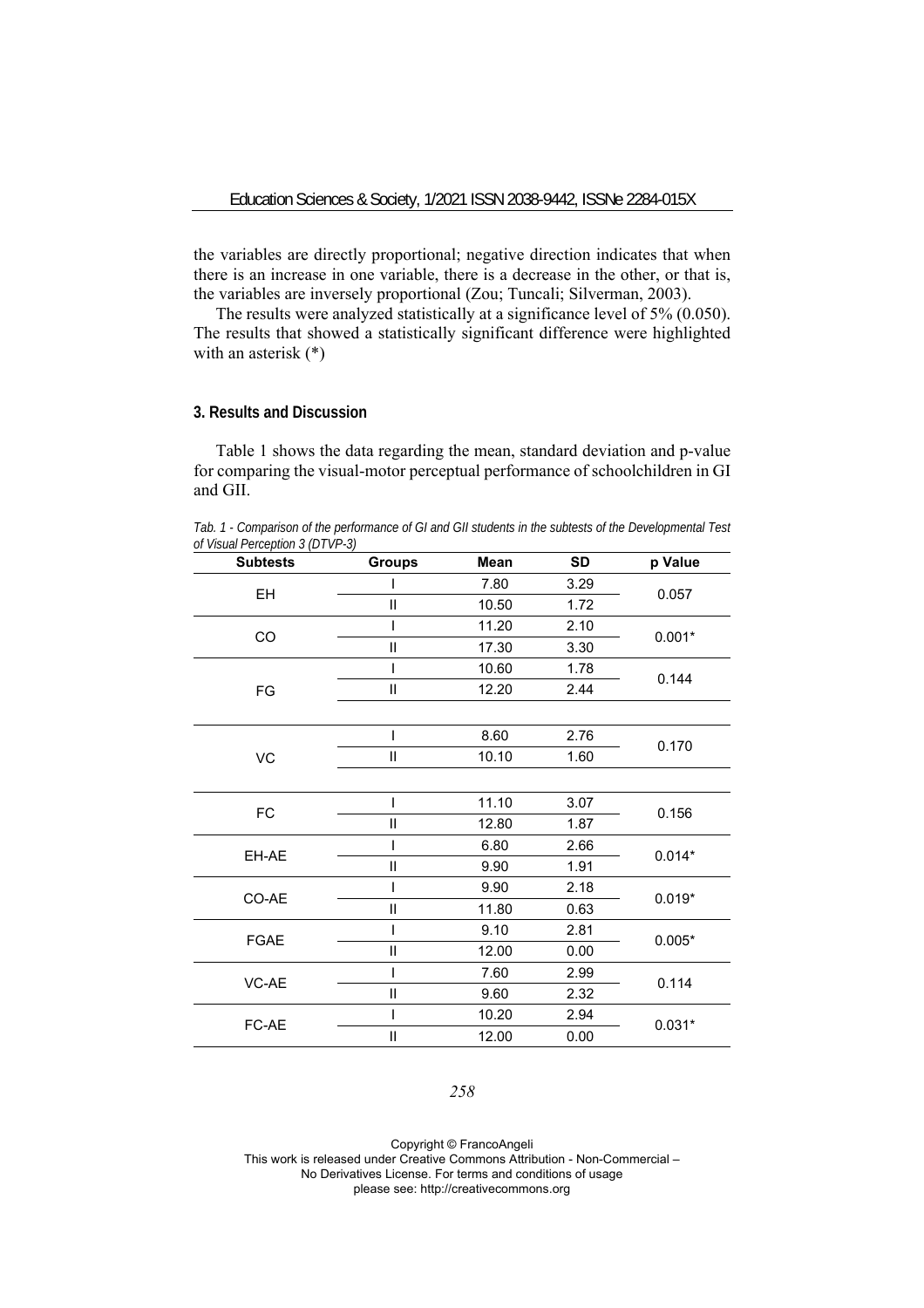the variables are directly proportional; negative direction indicates that when there is an increase in one variable, there is a decrease in the other, or that is, the variables are inversely proportional (Zou; Tuncali; Silverman, 2003).

The results were analyzed statistically at a significance level of 5% (0.050). The results that showed a statistically significant difference were highlighted with an asterisk (*)

### 3. Results and Discussion

Table 1 shows the data regarding the mean, standard deviation and p-value for comparing the visual-motor perceptual performance of schoolchildren in GI and GII.

*Tab. 1 - Comparison of the performance of GI and GII students in the subtests of the Developmental Test of Visual Perception 3 (DTVP-3)*

| Subtests | Groups | Mean | SD | p Value |
|---|---|---|---|---|
| EH | I | 7.80 | 3.29 | 0.057 |
| | II | 10.50 | 1.72 | |
| CO | I | 11.20 | 2.10 | 0.001* |
| | II | 17.30 | 3.30 | |
| FG | I | 10.60 | 1.78 | 0.144 |
| | II | 12.20 | 2.44 | |
| VC | I | 8.60 | 2.76 | 0.170 |
| | II | 10.10 | 1.60 | |
| FC | I | 11.10 | 3.07 | 0.156 |
| | II | 12.80 | 1.87 | |
| EH-AE | I | 6.80 | 2.66 | 0.014* |
| | II | 9.90 | 1.91 | |
| CO-AE | I | 9.90 | 2.18 | 0.019* |
| | II | 11.80 | 0.63 | |
| FGAE | I | 9.10 | 2.81 | 0.005* |
| | II | 12.00 | 0.00 | |
| VC-AE | I | 7.60 | 2.99 | 0.114 |
| | II | 9.60 | 2.32 | |
| FC-AE | I | 10.20 | 2.94 | 0.031* |
| | II | 12.00 | 0.00 | |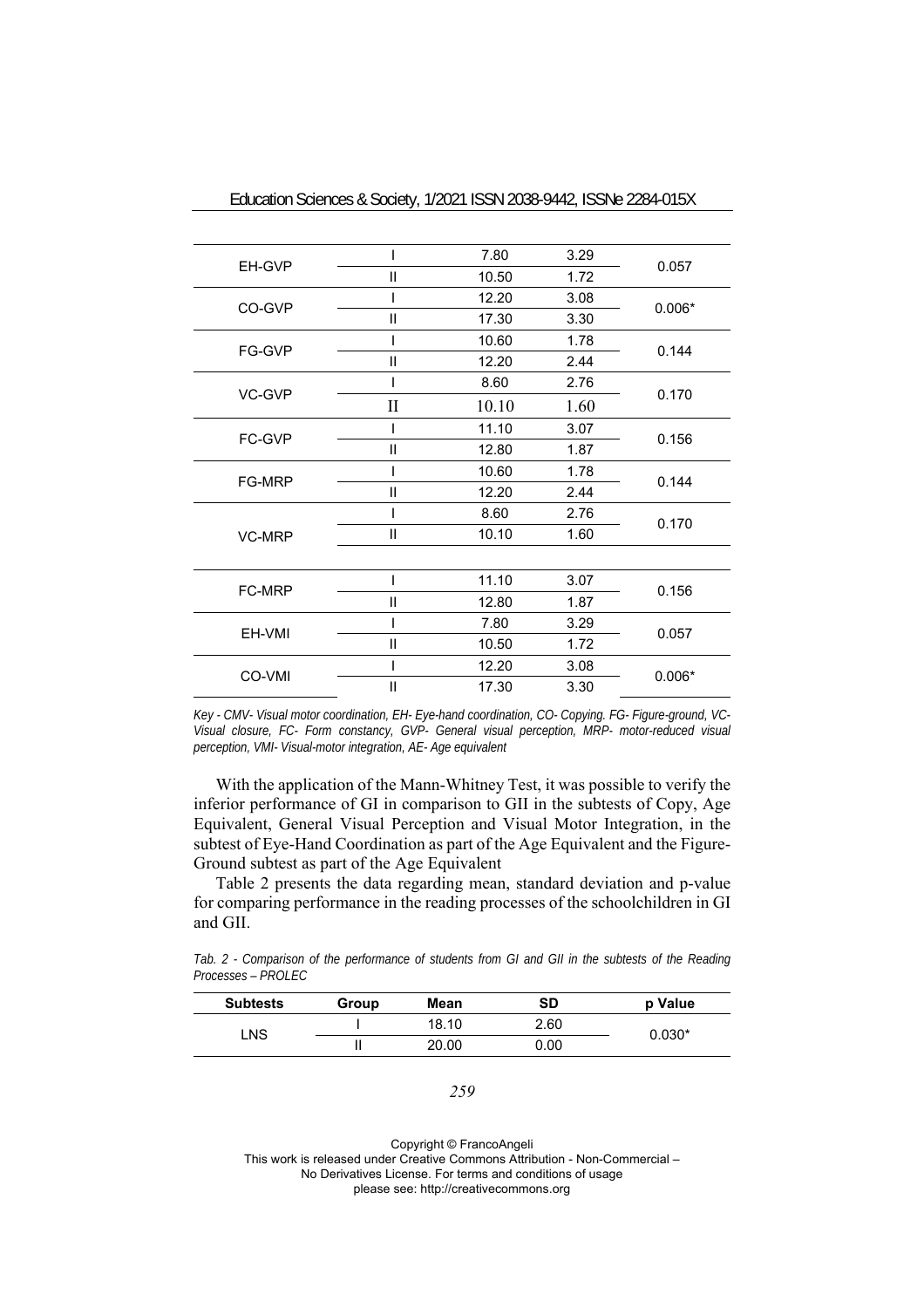| | | | | |
|---|---|---|---|---|
| EH-GVP | I | 7.80 | 3.29 | 0.057 |
| | II | 10.50 | 1.72 | |
| CO-GVP | I | 12.20 | 3.08 | 0.006* |
| | II | 17.30 | 3.30 | |
| FG-GVP | I | 10.60 | 1.78 | 0.144 |
| | II | 12.20 | 2.44 | |
| VC-GVP | I | 8.60 | 2.76 | 0.170 |
| | II | 10.10 | 1.60 | |
| FC-GVP | I | 11.10 | 3.07 | 0.156 |
| | II | 12.80 | 1.87 | |
| FG-MRP | I | 10.60 | 1.78 | 0.144 |
| | II | 12.20 | 2.44 | |
| VC-MRP | I | 8.60 | 2.76 | 0.170 |
| | II | 10.10 | 1.60 | |
| FC-MRP | I | 11.10 | 3.07 | 0.156 |
| | II | 12.80 | 1.87 | |
| EH-VMI | I | 7.80 | 3.29 | 0.057 |
| | II | 10.50 | 1.72 | |
| CO-VMI | I | 12.20 | 3.08 | 0.006* |
| | II | 17.30 | 3.30 | |

*Key - CMV- Visual motor coordination, EH- Eye-hand coordination, CO- Copying. FG- Figure-ground, VC- Visual closure, FC- Form constancy, GVP- General visual perception, MRP- motor-reduced visual perception, VMI- Visual-motor integration, AE- Age equivalent*

With the application of the Mann-Whitney Test, it was possible to verify the inferior performance of GI in comparison to GII in the subtests of Copy, Age Equivalent, General Visual Perception and Visual Motor Integration, in the subtest of Eye-Hand Coordination as part of the Age Equivalent and the Figure-Ground subtest as part of the Age Equivalent

Table 2 presents the data regarding mean, standard deviation and p-value for comparing performance in the reading processes of the schoolchildren in GI and GII.

*Tab. 2 - Comparison of the performance of students from GI and GII in the subtests of the Reading Processes – PROLEC*

| Subtests | Group | Mean | SD | p Value |
|---|---|---|---|---|
| LNS | I | 18.10 | 2.60 | 0.030* |
| | II | 20.00 | 0.00 | |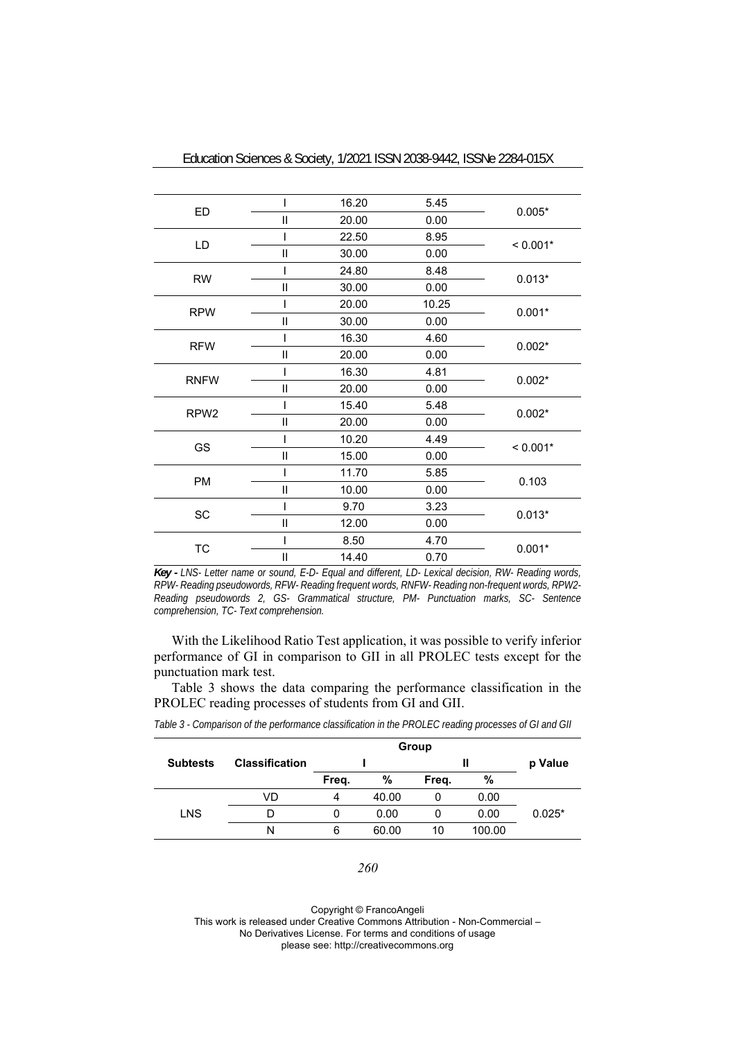| | | | | |
|---|---|---|---|---|
| ED | I | 16.20 | 5.45 | 0.005* |
| | II | 20.00 | 0.00 | |
| LD | I | 22.50 | 8.95 | < 0.001* |
| | II | 30.00 | 0.00 | |
| RW | I | 24.80 | 8.48 | 0.013* |
| | II | 30.00 | 0.00 | |
| RPW | I | 20.00 | 10.25 | 0.001* |
| | II | 30.00 | 0.00 | |
| RFW | I | 16.30 | 4.60 | 0.002* |
| | II | 20.00 | 0.00 | |
| RNFW | I | 16.30 | 4.81 | 0.002* |
| | II | 20.00 | 0.00 | |
| RPW2 | I | 15.40 | 5.48 | 0.002* |
| | II | 20.00 | 0.00 | |
| GS | I | 10.20 | 4.49 | < 0.001* |
| | II | 15.00 | 0.00 | |
| PM | I | 11.70 | 5.85 | 0.103 |
| | II | 10.00 | 0.00 | |
| SC | I | 9.70 | 3.23 | 0.013* |
| | II | 12.00 | 0.00 | |
| TC | I | 8.50 | 4.70 | 0.001* |
| | II | 14.40 | 0.70 | |

***Key -*** *LNS- Letter name or sound, E-D- Equal and different, LD- Lexical decision, RW- Reading words, RPW- Reading pseudowords, RFW- Reading frequent words, RNFW- Reading non-frequent words, RPW2- Reading pseudowords 2, GS- Grammatical structure, PM- Punctuation marks, SC- Sentence comprehension, TC- Text comprehension.*

With the Likelihood Ratio Test application, it was possible to verify inferior performance of GI in comparison to GII in all PROLEC tests except for the punctuation mark test.

Table 3 shows the data comparing the performance classification in the PROLEC reading processes of students from GI and GII.

*Table 3 - Comparison of the performance classification in the PROLEC reading processes of GI and GII*

| Subtests | Classification | Group | | | | p Value |
|---|---|---|---|---|---|---|
| | | I | | II | | |
| | | Freq. | % | Freq. | % | |
| LNS | VD | 4 | 40.00 | 0 | 0.00 | 0.025* |
| | D | 0 | 0.00 | 0 | 0.00 | |
| | N | 6 | 60.00 | 10 | 100.00 | |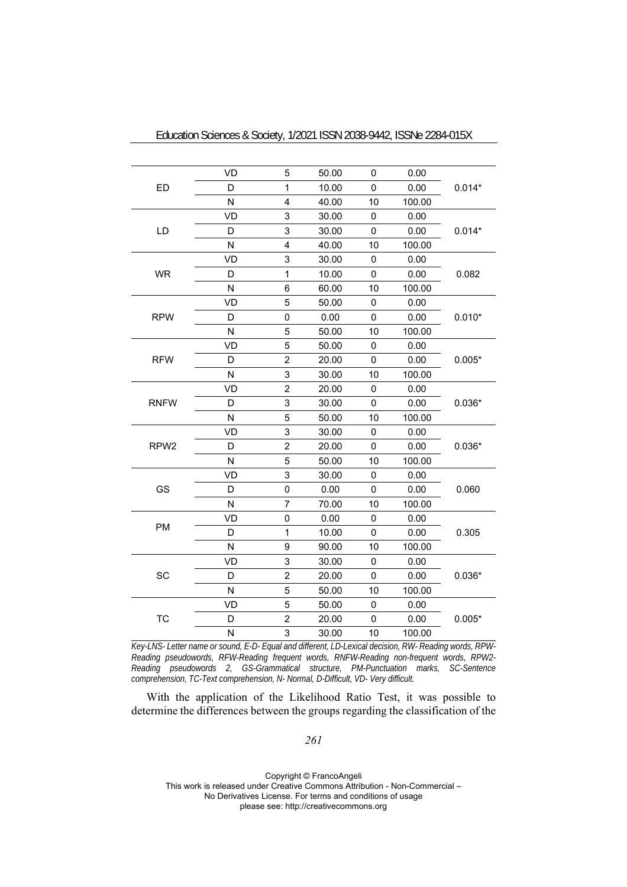| | | | | | | |
|---|---|---|---|---|---|---|
| ED | VD | 5 | 50.00 | 0 | 0.00 | 0.014* |
| | D | 1 | 10.00 | 0 | 0.00 | |
| | N | 4 | 40.00 | 10 | 100.00 | |
| LD | VD | 3 | 30.00 | 0 | 0.00 | 0.014* |
| | D | 3 | 30.00 | 0 | 0.00 | |
| | N | 4 | 40.00 | 10 | 100.00 | |
| WR | VD | 3 | 30.00 | 0 | 0.00 | 0.082 |
| | D | 1 | 10.00 | 0 | 0.00 | |
| | N | 6 | 60.00 | 10 | 100.00 | |
| RPW | VD | 5 | 50.00 | 0 | 0.00 | 0.010* |
| | D | 0 | 0.00 | 0 | 0.00 | |
| | N | 5 | 50.00 | 10 | 100.00 | |
| RFW | VD | 5 | 50.00 | 0 | 0.00 | 0.005* |
| | D | 2 | 20.00 | 0 | 0.00 | |
| | N | 3 | 30.00 | 10 | 100.00 | |
| RNFW | VD | 2 | 20.00 | 0 | 0.00 | 0.036* |
| | D | 3 | 30.00 | 0 | 0.00 | |
| | N | 5 | 50.00 | 10 | 100.00 | |
| RPW2 | VD | 3 | 30.00 | 0 | 0.00 | 0.036* |
| | D | 2 | 20.00 | 0 | 0.00 | |
| | N | 5 | 50.00 | 10 | 100.00 | |
| GS | VD | 3 | 30.00 | 0 | 0.00 | 0.060 |
| | D | 0 | 0.00 | 0 | 0.00 | |
| | N | 7 | 70.00 | 10 | 100.00 | |
| PM | VD | 0 | 0.00 | 0 | 0.00 | 0.305 |
| | D | 1 | 10.00 | 0 | 0.00 | |
| | N | 9 | 90.00 | 10 | 100.00 | |
| SC | VD | 3 | 30.00 | 0 | 0.00 | 0.036* |
| | D | 2 | 20.00 | 0 | 0.00 | |
| | N | 5 | 50.00 | 10 | 100.00 | |
| TC | VD | 5 | 50.00 | 0 | 0.00 | 0.005* |
| | D | 2 | 20.00 | 0 | 0.00 | |
| | N | 3 | 30.00 | 10 | 100.00 | |

*Key-LNS- Letter name or sound, E-D- Equal and different, LD-Lexical decision, RW- Reading words, RPW-Reading pseudowords, RFW-Reading frequent words, RNFW-Reading non-frequent words, RPW2-Reading pseudowords 2, GS-Grammatical structure, PM-Punctuation marks, SC-Sentence comprehension, TC-Text comprehension, N- Normal, D-Difficult, VD- Very difficult.*

With the application of the Likelihood Ratio Test, it was possible to determine the differences between the groups regarding the classification of the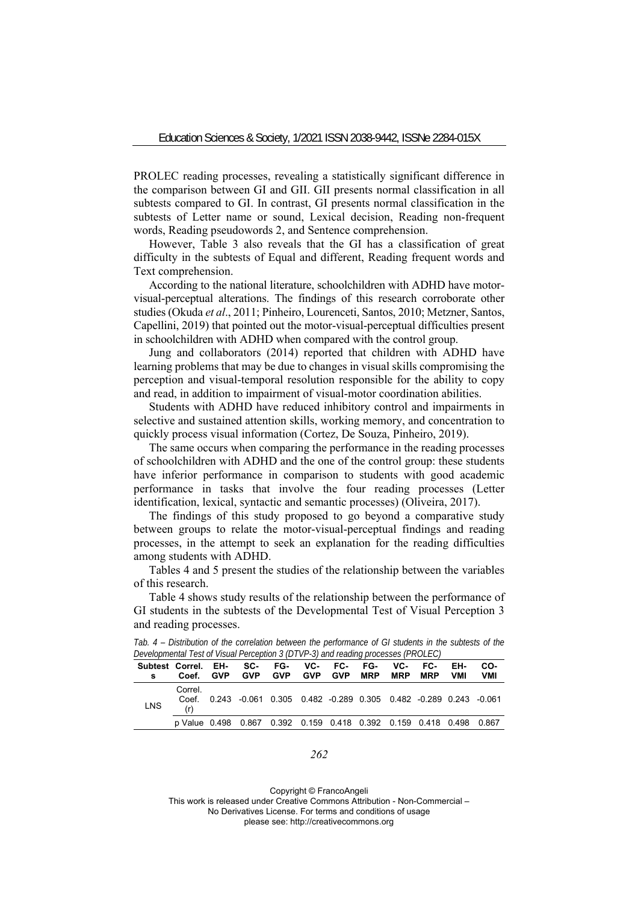PROLEC reading processes, revealing a statistically significant difference in the comparison between GI and GII. GII presents normal classification in all subtests compared to GI. In contrast, GI presents normal classification in the subtests of Letter name or sound, Lexical decision, Reading non-frequent words, Reading pseudowords 2, and Sentence comprehension.

However, Table 3 also reveals that the GI has a classification of great difficulty in the subtests of Equal and different, Reading frequent words and Text comprehension.

According to the national literature, schoolchildren with ADHD have motor-visual-perceptual alterations. The findings of this research corroborate other studies (Okuda *et al*., 2011; Pinheiro, Lourenceti, Santos, 2010; Metzner, Santos, Capellini, 2019) that pointed out the motor-visual-perceptual difficulties present in schoolchildren with ADHD when compared with the control group.

Jung and collaborators (2014) reported that children with ADHD have learning problems that may be due to changes in visual skills compromising the perception and visual-temporal resolution responsible for the ability to copy and read, in addition to impairment of visual-motor coordination abilities.

Students with ADHD have reduced inhibitory control and impairments in selective and sustained attention skills, working memory, and concentration to quickly process visual information (Cortez, De Souza, Pinheiro, 2019).

The same occurs when comparing the performance in the reading processes of schoolchildren with ADHD and the one of the control group: these students have inferior performance in comparison to students with good academic performance in tasks that involve the four reading processes (Letter identification, lexical, syntactic and semantic processes) (Oliveira, 2017).

The findings of this study proposed to go beyond a comparative study between groups to relate the motor-visual-perceptual findings and reading processes, in the attempt to seek an explanation for the reading difficulties among students with ADHD.

Tables 4 and 5 present the studies of the relationship between the variables of this research.

Table 4 shows study results of the relationship between the performance of GI students in the subtests of the Developmental Test of Visual Perception 3 and reading processes.

*Tab. 4 – Distribution of the correlation between the performance of GI students in the subtests of the Developmental Test of Visual Perception 3 (DTVP-3) and reading processes (PROLEC)*

| Subtests | Correl. Coef. | EH-GVP | SC-GVP | FG-GVP | VC-GVP | FC-GVP | FG-MRP | VC-MRP | FC-MRP | EH-VMI | CO-VMI |
|---|---|---|---|---|---|---|---|---|---|---|---|
| LNS | Correl. Coef. (r) | 0.243 | -0.061 | 0.305 | 0.482 | -0.289 | 0.305 | 0.482 | -0.289 | 0.243 | -0.061 |
| | p Value | 0.498 | 0.867 | 0.392 | 0.159 | 0.418 | 0.392 | 0.159 | 0.418 | 0.498 | 0.867 |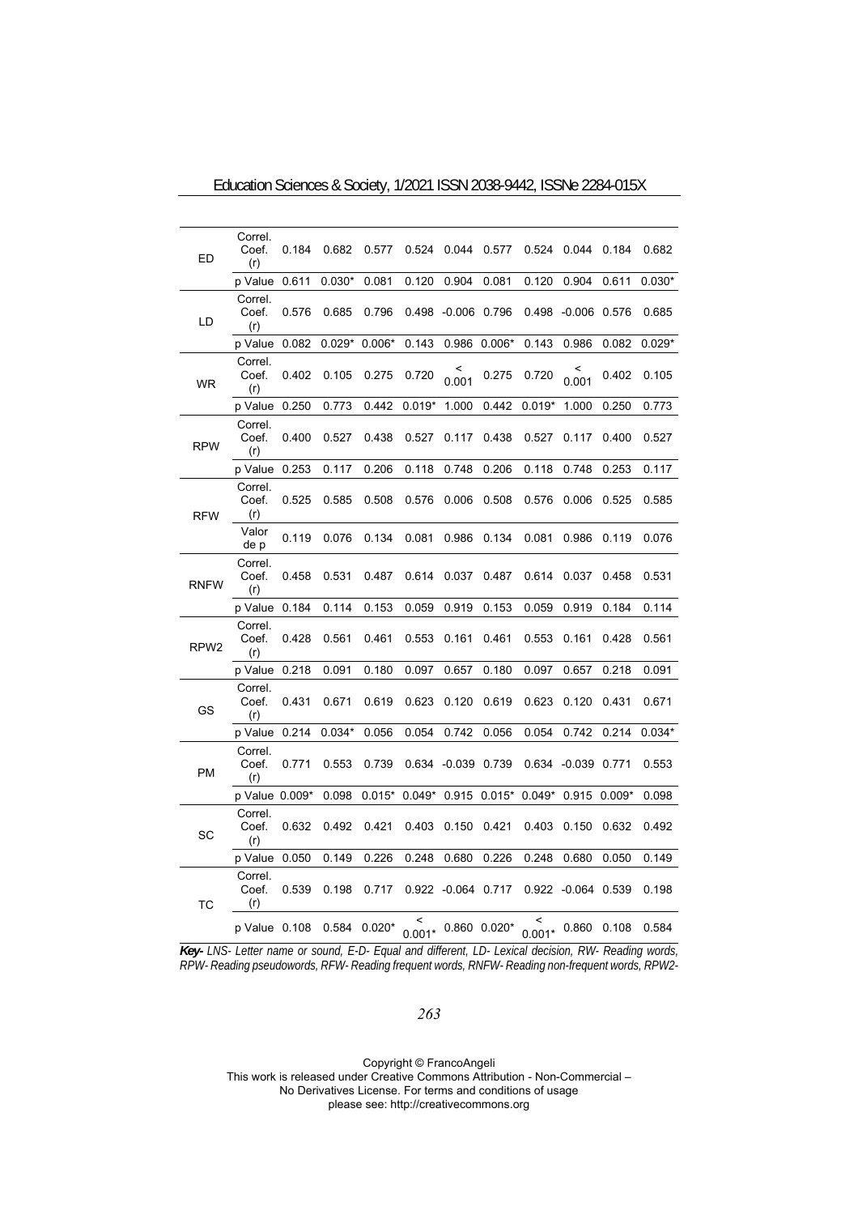| | | | | | | | | | | | |
|---|---|---|---|---|---|---|---|---|---|---|---|
| ED | Correl. Coef. (r) | 0.184 | 0.682 | 0.577 | 0.524 | 0.044 | 0.577 | 0.524 | 0.044 | 0.184 | 0.682 |
| | p Value | 0.611 | 0.030* | 0.081 | 0.120 | 0.904 | 0.081 | 0.120 | 0.904 | 0.611 | 0.030* |
| LD | Correl. Coef. (r) | 0.576 | 0.685 | 0.796 | 0.498 | -0.006 | 0.796 | 0.498 | -0.006 | 0.576 | 0.685 |
| | p Value | 0.082 | 0.029* | 0.006* | 0.143 | 0.986 | 0.006* | 0.143 | 0.986 | 0.082 | 0.029* |
| WR | Correl. Coef. (r) | 0.402 | 0.105 | 0.275 | 0.720 | < 0.001 | 0.275 | 0.720 | < 0.001 | 0.402 | 0.105 |
| | p Value | 0.250 | 0.773 | 0.442 | 0.019* | 1.000 | 0.442 | 0.019* | 1.000 | 0.250 | 0.773 |
| RPW | Correl. Coef. (r) | 0.400 | 0.527 | 0.438 | 0.527 | 0.117 | 0.438 | 0.527 | 0.117 | 0.400 | 0.527 |
| | p Value | 0.253 | 0.117 | 0.206 | 0.118 | 0.748 | 0.206 | 0.118 | 0.748 | 0.253 | 0.117 |
| RFW | Correl. Coef. (r) | 0.525 | 0.585 | 0.508 | 0.576 | 0.006 | 0.508 | 0.576 | 0.006 | 0.525 | 0.585 |
| | Valor de p | 0.119 | 0.076 | 0.134 | 0.081 | 0.986 | 0.134 | 0.081 | 0.986 | 0.119 | 0.076 |
| RNFW | Correl. Coef. (r) | 0.458 | 0.531 | 0.487 | 0.614 | 0.037 | 0.487 | 0.614 | 0.037 | 0.458 | 0.531 |
| | p Value | 0.184 | 0.114 | 0.153 | 0.059 | 0.919 | 0.153 | 0.059 | 0.919 | 0.184 | 0.114 |
| RPW2 | Correl. Coef. (r) | 0.428 | 0.561 | 0.461 | 0.553 | 0.161 | 0.461 | 0.553 | 0.161 | 0.428 | 0.561 |
| | p Value | 0.218 | 0.091 | 0.180 | 0.097 | 0.657 | 0.180 | 0.097 | 0.657 | 0.218 | 0.091 |
| GS | Correl. Coef. (r) | 0.431 | 0.671 | 0.619 | 0.623 | 0.120 | 0.619 | 0.623 | 0.120 | 0.431 | 0.671 |
| | p Value | 0.214 | 0.034* | 0.056 | 0.054 | 0.742 | 0.056 | 0.054 | 0.742 | 0.214 | 0.034* |
| PM | Correl. Coef. (r) | 0.771 | 0.553 | 0.739 | 0.634 | -0.039 | 0.739 | 0.634 | -0.039 | 0.771 | 0.553 |
| | p Value | 0.009* | 0.098 | 0.015* | 0.049* | 0.915 | 0.015* | 0.049* | 0.915 | 0.009* | 0.098 |
| SC | Correl. Coef. (r) | 0.632 | 0.492 | 0.421 | 0.403 | 0.150 | 0.421 | 0.403 | 0.150 | 0.632 | 0.492 |
| | p Value | 0.050 | 0.149 | 0.226 | 0.248 | 0.680 | 0.226 | 0.248 | 0.680 | 0.050 | 0.149 |
| TC | Correl. Coef. (r) | 0.539 | 0.198 | 0.717 | 0.922 | -0.064 | 0.717 | 0.922 | -0.064 | 0.539 | 0.198 |
| | p Value | 0.108 | 0.584 | 0.020* | < 0.001* | 0.860 | 0.020* | < 0.001* | 0.860 | 0.108 | 0.584 |

***Key-*** *LNS- Letter name or sound, E-D- Equal and different, LD- Lexical decision, RW- Reading words, RPW- Reading pseudowords, RFW- Reading frequent words, RNFW- Reading non-frequent words, RPW2-*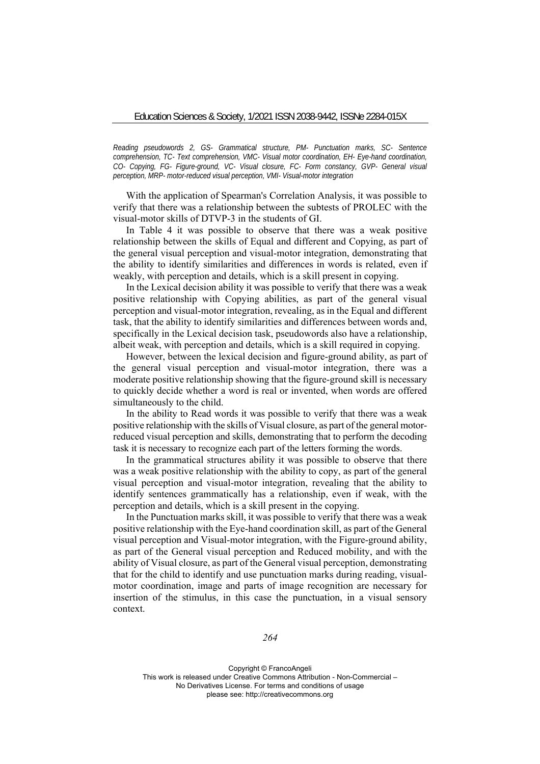*Reading pseudowords 2, GS- Grammatical structure, PM- Punctuation marks, SC- Sentence comprehension, TC- Text comprehension, VMC- Visual motor coordination, EH- Eye-hand coordination, CO- Copying, FG- Figure-ground, VC- Visual closure, FC- Form constancy, GVP- General visual perception, MRP- motor-reduced visual perception, VMI- Visual-motor integration*

With the application of Spearman's Correlation Analysis, it was possible to verify that there was a relationship between the subtests of PROLEC with the visual-motor skills of DTVP-3 in the students of GI.

In Table 4 it was possible to observe that there was a weak positive relationship between the skills of Equal and different and Copying, as part of the general visual perception and visual-motor integration, demonstrating that the ability to identify similarities and differences in words is related, even if weakly, with perception and details, which is a skill present in copying.

In the Lexical decision ability it was possible to verify that there was a weak positive relationship with Copying abilities, as part of the general visual perception and visual-motor integration, revealing, as in the Equal and different task, that the ability to identify similarities and differences between words and, specifically in the Lexical decision task, pseudowords also have a relationship, albeit weak, with perception and details, which is a skill required in copying.

However, between the lexical decision and figure-ground ability, as part of the general visual perception and visual-motor integration, there was a moderate positive relationship showing that the figure-ground skill is necessary to quickly decide whether a word is real or invented, when words are offered simultaneously to the child.

In the ability to Read words it was possible to verify that there was a weak positive relationship with the skills of Visual closure, as part of the general motor-reduced visual perception and skills, demonstrating that to perform the decoding task it is necessary to recognize each part of the letters forming the words.

In the grammatical structures ability it was possible to observe that there was a weak positive relationship with the ability to copy, as part of the general visual perception and visual-motor integration, revealing that the ability to identify sentences grammatically has a relationship, even if weak, with the perception and details, which is a skill present in the copying.

In the Punctuation marks skill, it was possible to verify that there was a weak positive relationship with the Eye-hand coordination skill, as part of the General visual perception and Visual-motor integration, with the Figure-ground ability, as part of the General visual perception and Reduced mobility, and with the ability of Visual closure, as part of the General visual perception, demonstrating that for the child to identify and use punctuation marks during reading, visual-motor coordination, image and parts of image recognition are necessary for insertion of the stimulus, in this case the punctuation, in a visual sensory context.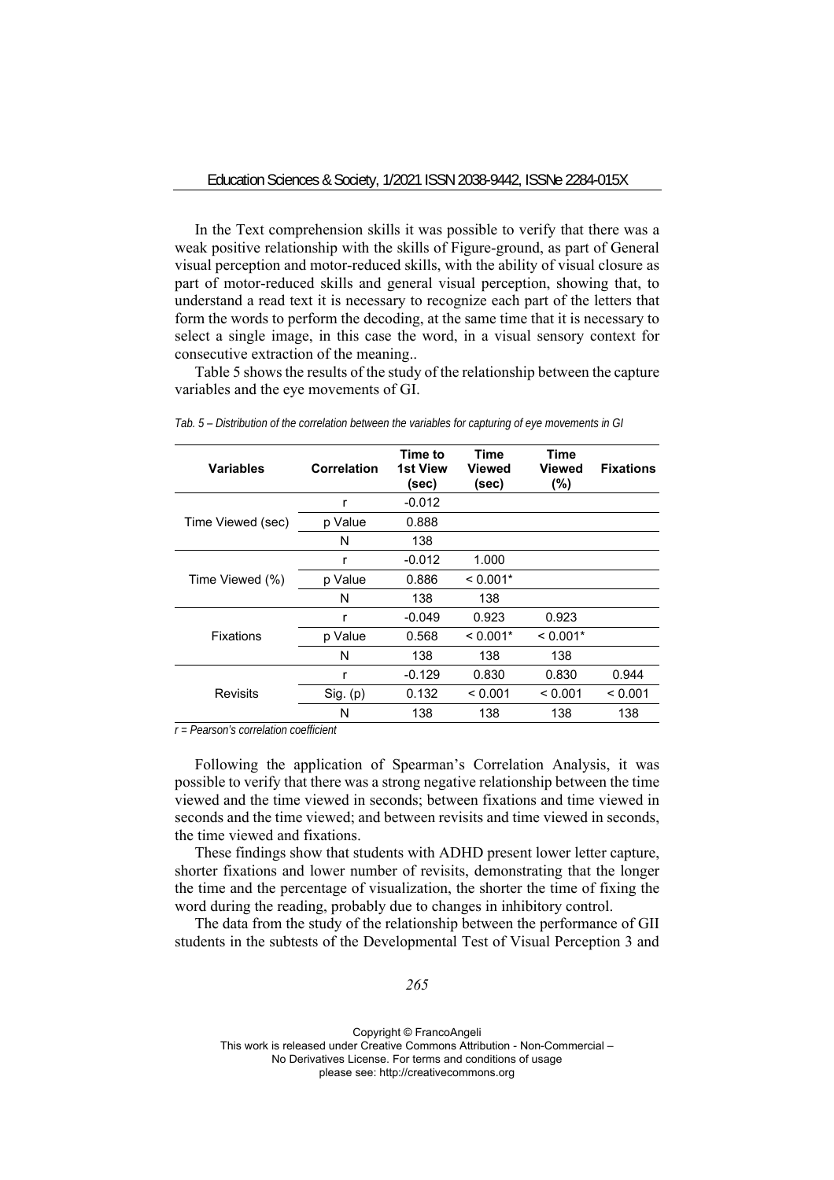In the Text comprehension skills it was possible to verify that there was a weak positive relationship with the skills of Figure-ground, as part of General visual perception and motor-reduced skills, with the ability of visual closure as part of motor-reduced skills and general visual perception, showing that, to understand a read text it is necessary to recognize each part of the letters that form the words to perform the decoding, at the same time that it is necessary to select a single image, in this case the word, in a visual sensory context for consecutive extraction of the meaning..

Table 5 shows the results of the study of the relationship between the capture variables and the eye movements of GI.

*Tab. 5 – Distribution of the correlation between the variables for capturing of eye movements in GI*

| Variables | Correlation | Time to 1st View (sec) | Time Viewed (sec) | Time Viewed (%) | Fixations |
|---|---|---|---|---|---|
| Time Viewed (sec) | r | -0.012 | | | |
| | p Value | 0.888 | | | |
| | N | 138 | | | |
| Time Viewed (%) | r | -0.012 | 1.000 | | |
| | p Value | 0.886 | < 0.001* | | |
| | N | 138 | 138 | | |
| Fixations | r | -0.049 | 0.923 | 0.923 | |
| | p Value | 0.568 | < 0.001* | < 0.001* | |
| | N | 138 | 138 | 138 | |
| Revisits | r | -0.129 | 0.830 | 0.830 | 0.944 |
| | Sig. (p) | 0.132 | < 0.001 | < 0.001 | < 0.001 |
| | N | 138 | 138 | 138 | 138 |

*r = Pearson's correlation coefficient*

Following the application of Spearman's Correlation Analysis, it was possible to verify that there was a strong negative relationship between the time viewed and the time viewed in seconds; between fixations and time viewed in seconds and the time viewed; and between revisits and time viewed in seconds, the time viewed and fixations.

These findings show that students with ADHD present lower letter capture, shorter fixations and lower number of revisits, demonstrating that the longer the time and the percentage of visualization, the shorter the time of fixing the word during the reading, probably due to changes in inhibitory control.

The data from the study of the relationship between the performance of GII students in the subtests of the Developmental Test of Visual Perception 3 and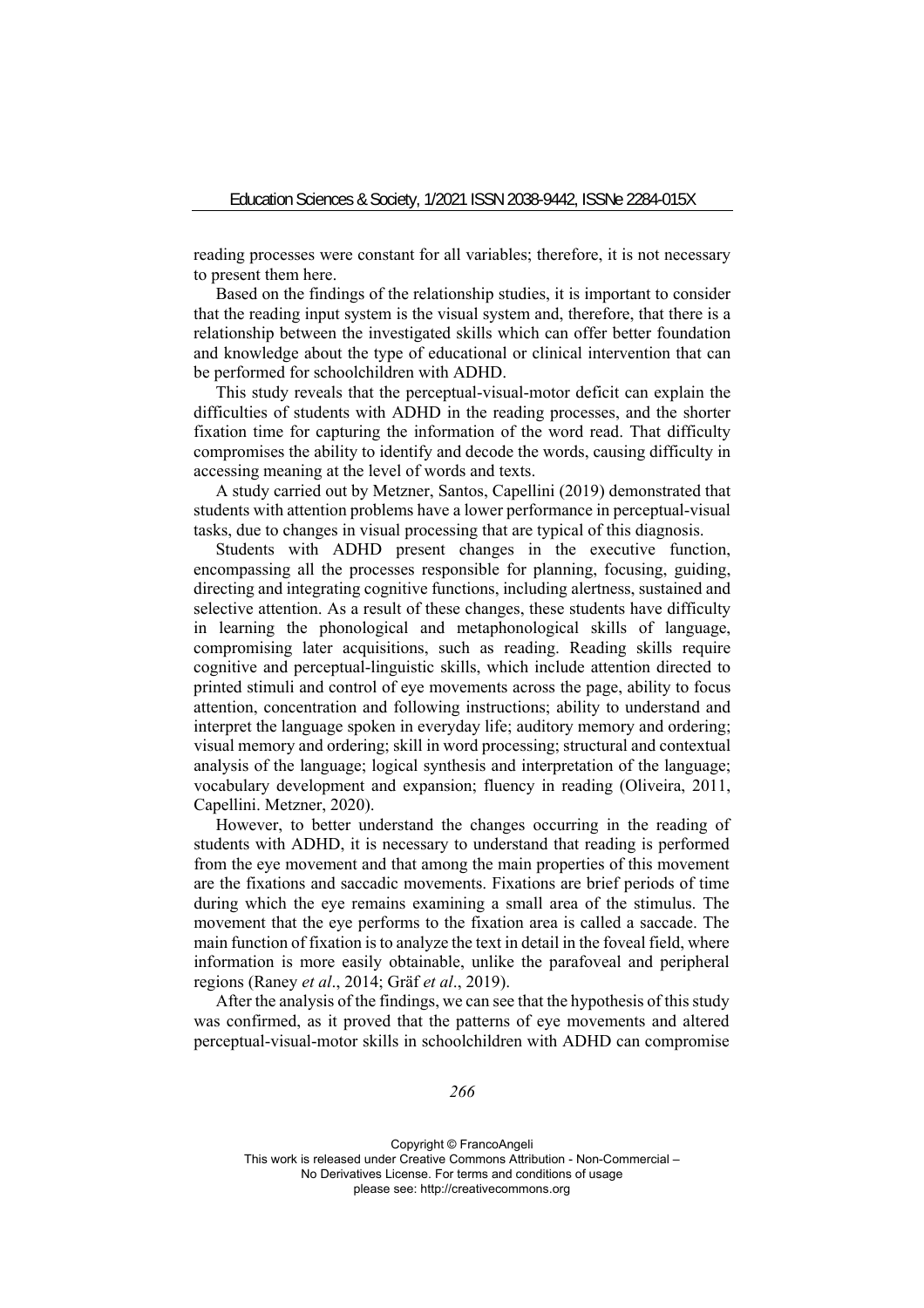reading processes were constant for all variables; therefore, it is not necessary to present them here.

Based on the findings of the relationship studies, it is important to consider that the reading input system is the visual system and, therefore, that there is a relationship between the investigated skills which can offer better foundation and knowledge about the type of educational or clinical intervention that can be performed for schoolchildren with ADHD.

This study reveals that the perceptual-visual-motor deficit can explain the difficulties of students with ADHD in the reading processes, and the shorter fixation time for capturing the information of the word read. That difficulty compromises the ability to identify and decode the words, causing difficulty in accessing meaning at the level of words and texts.

A study carried out by Metzner, Santos, Capellini (2019) demonstrated that students with attention problems have a lower performance in perceptual-visual tasks, due to changes in visual processing that are typical of this diagnosis.

Students with ADHD present changes in the executive function, encompassing all the processes responsible for planning, focusing, guiding, directing and integrating cognitive functions, including alertness, sustained and selective attention. As a result of these changes, these students have difficulty in learning the phonological and metaphonological skills of language, compromising later acquisitions, such as reading. Reading skills require cognitive and perceptual-linguistic skills, which include attention directed to printed stimuli and control of eye movements across the page, ability to focus attention, concentration and following instructions; ability to understand and interpret the language spoken in everyday life; auditory memory and ordering; visual memory and ordering; skill in word processing; structural and contextual analysis of the language; logical synthesis and interpretation of the language; vocabulary development and expansion; fluency in reading (Oliveira, 2011, Capellini. Metzner, 2020).

However, to better understand the changes occurring in the reading of students with ADHD, it is necessary to understand that reading is performed from the eye movement and that among the main properties of this movement are the fixations and saccadic movements. Fixations are brief periods of time during which the eye remains examining a small area of the stimulus. The movement that the eye performs to the fixation area is called a saccade. The main function of fixation is to analyze the text in detail in the foveal field, where information is more easily obtainable, unlike the parafoveal and peripheral regions (Raney *et al*., 2014; Gräf *et al*., 2019).

After the analysis of the findings, we can see that the hypothesis of this study was confirmed, as it proved that the patterns of eye movements and altered perceptual-visual-motor skills in schoolchildren with ADHD can compromise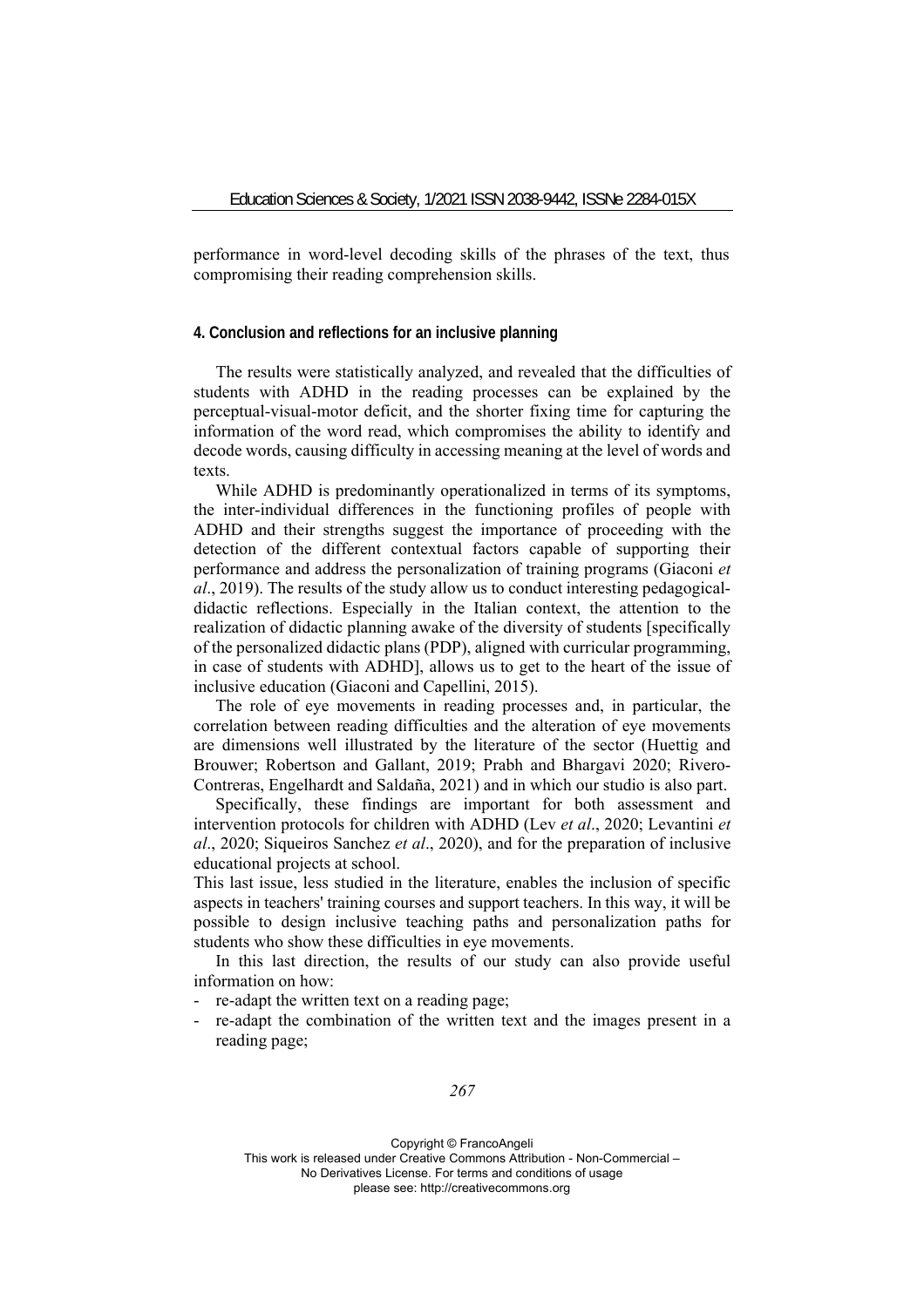performance in word-level decoding skills of the phrases of the text, thus compromising their reading comprehension skills.

### 4. Conclusion and reflections for an inclusive planning

The results were statistically analyzed, and revealed that the difficulties of students with ADHD in the reading processes can be explained by the perceptual-visual-motor deficit, and the shorter fixing time for capturing the information of the word read, which compromises the ability to identify and decode words, causing difficulty in accessing meaning at the level of words and texts.

While ADHD is predominantly operationalized in terms of its symptoms, the inter-individual differences in the functioning profiles of people with ADHD and their strengths suggest the importance of proceeding with the detection of the different contextual factors capable of supporting their performance and address the personalization of training programs (Giaconi *et al*., 2019). The results of the study allow us to conduct interesting pedagogical-didactic reflections. Especially in the Italian context, the attention to the realization of didactic planning awake of the diversity of students [specifically of the personalized didactic plans (PDP), aligned with curricular programming, in case of students with ADHD], allows us to get to the heart of the issue of inclusive education (Giaconi and Capellini, 2015).

The role of eye movements in reading processes and, in particular, the correlation between reading difficulties and the alteration of eye movements are dimensions well illustrated by the literature of the sector (Huettig and Brouwer; Robertson and Gallant, 2019; Prabh and Bhargavi 2020; Rivero-Contreras, Engelhardt and Saldaña, 2021) and in which our studio is also part.

Specifically, these findings are important for both assessment and intervention protocols for children with ADHD (Lev *et al*., 2020; Levantini *et al*., 2020; Siqueiros Sanchez *et al*., 2020), and for the preparation of inclusive educational projects at school.

This last issue, less studied in the literature, enables the inclusion of specific aspects in teachers' training courses and support teachers. In this way, it will be possible to design inclusive teaching paths and personalization paths for students who show these difficulties in eye movements.

In this last direction, the results of our study can also provide useful information on how:

- re-adapt the written text on a reading page;
- re-adapt the combination of the written text and the images present in a reading page;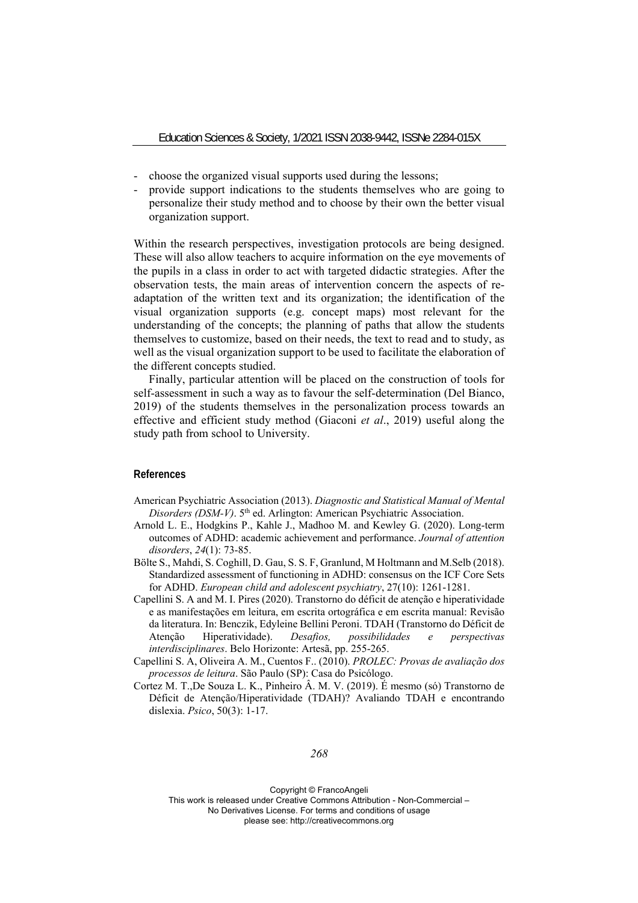- choose the organized visual supports used during the lessons;
- provide support indications to the students themselves who are going to personalize their study method and to choose by their own the better visual organization support.

Within the research perspectives, investigation protocols are being designed. These will also allow teachers to acquire information on the eye movements of the pupils in a class in order to act with targeted didactic strategies. After the observation tests, the main areas of intervention concern the aspects of re-adaptation of the written text and its organization; the identification of the visual organization supports (e.g. concept maps) most relevant for the understanding of the concepts; the planning of paths that allow the students themselves to customize, based on their needs, the text to read and to study, as well as the visual organization support to be used to facilitate the elaboration of the different concepts studied.

Finally, particular attention will be placed on the construction of tools for self-assessment in such a way as to favour the self-determination (Del Bianco, 2019) of the students themselves in the personalization process towards an effective and efficient study method (Giaconi *et al*., 2019) useful along the study path from school to University.

## References

American Psychiatric Association (2013). *Diagnostic and Statistical Manual of Mental Disorders (DSM-V)*. 5th ed. Arlington: American Psychiatric Association.

Arnold L. E., Hodgkins P., Kahle J., Madhoo M. and Kewley G. (2020). Long-term outcomes of ADHD: academic achievement and performance. *Journal of attention disorders*, *24*(1): 73-85.

Bölte S., Mahdi, S. Coghill, D. Gau, S. S. F, Granlund, M Holtmann and M.Selb (2018). Standardized assessment of functioning in ADHD: consensus on the ICF Core Sets for ADHD. *European child and adolescent psychiatry*, 27(10): 1261-1281.

Capellini S. A and M. I. Pires (2020). Transtorno do déficit de atenção e hiperatividade e as manifestações em leitura, em escrita ortográfica e em escrita manual: Revisão da literatura. In: Benczik, Edyleine Bellini Peroni. TDAH (Transtorno do Déficit de Atenção Hiperatividade). *Desafios, possibilidades e perspectivas interdisciplinares*. Belo Horizonte: Artesã, pp. 255-265.

Capellini S. A, Oliveira A. M., Cuentos F.. (2010). *PROLEC: Provas de avaliação dos processos de leitura*. São Paulo (SP): Casa do Psicólogo.

Cortez M. T.,De Souza L. K., Pinheiro Â. M. V. (2019). É mesmo (só) Transtorno de Déficit de Atenção/Hiperatividade (TDAH)? Avaliando TDAH e encontrando dislexia. *Psico*, 50(3): 1-17.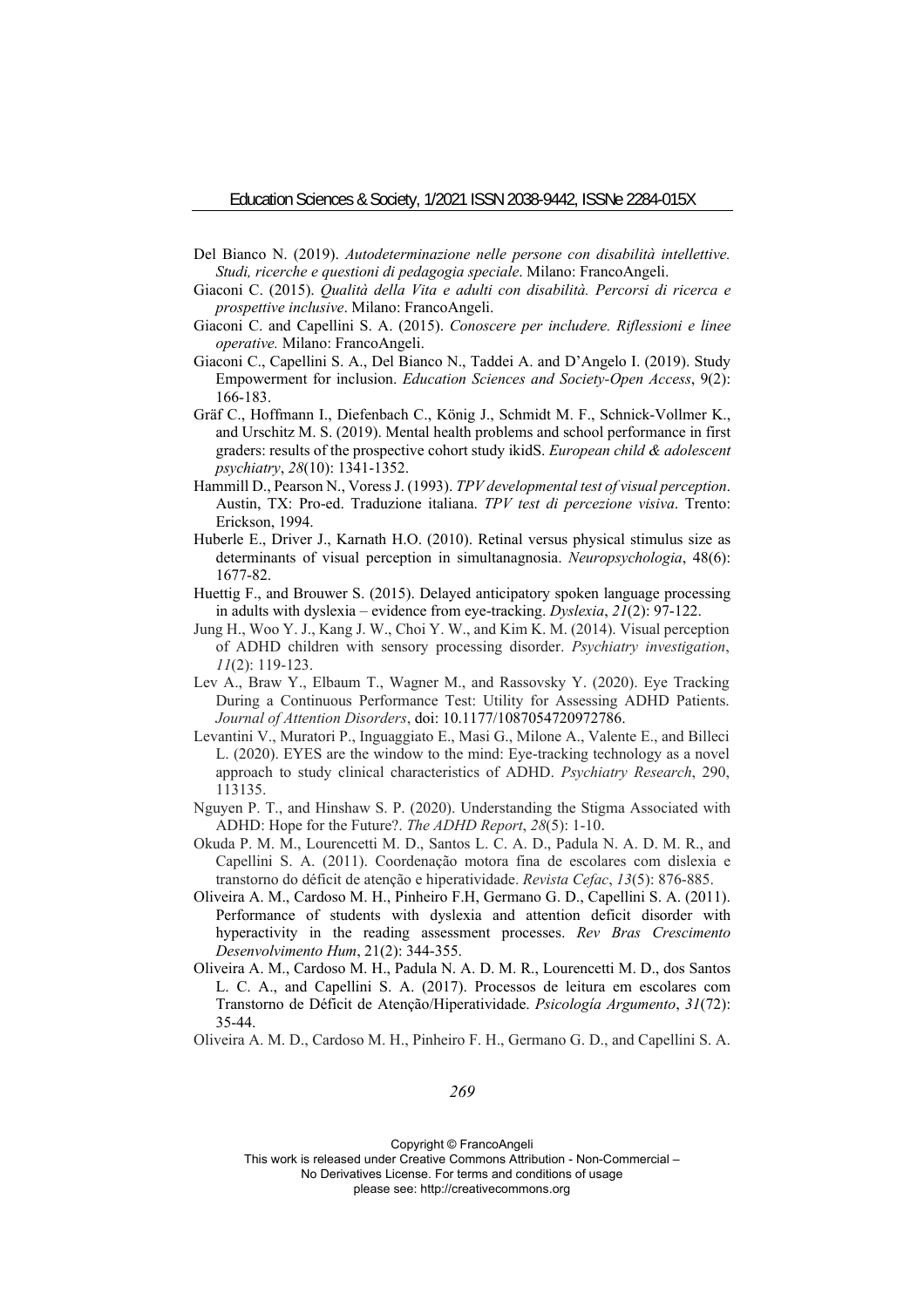Del Bianco N. (2019). *Autodeterminazione nelle persone con disabilità intellettive. Studi, ricerche e questioni di pedagogia speciale*. Milano: FrancoAngeli.

Giaconi C. (2015). *Qualità della Vita e adulti con disabilità. Percorsi di ricerca e prospettive inclusive*. Milano: FrancoAngeli.

Giaconi C. and Capellini S. A. (2015). *Conoscere per includere. Riflessioni e linee operative.* Milano: FrancoAngeli.

Giaconi C., Capellini S. A., Del Bianco N., Taddei A. and D'Angelo I. (2019). Study Empowerment for inclusion. *Education Sciences and Society-Open Access*, 9(2): 166-183.

Gräf C., Hoffmann I., Diefenbach C., König J., Schmidt M. F., Schnick-Vollmer K., and Urschitz M. S. (2019). Mental health problems and school performance in first graders: results of the prospective cohort study ikidS. *European child & adolescent psychiatry*, *28*(10): 1341-1352.

Hammill D., Pearson N., Voress J. (1993). *TPV developmental test of visual perception*. Austin, TX: Pro-ed. Traduzione italiana. *TPV test di percezione visiva*. Trento: Erickson, 1994.

Huberle E., Driver J., Karnath H.O. (2010). Retinal versus physical stimulus size as determinants of visual perception in simultanagnosia. *Neuropsychologia*, 48(6): 1677-82.

Huettig F., and Brouwer S. (2015). Delayed anticipatory spoken language processing in adults with dyslexia – evidence from eye-tracking. *Dyslexia*, *21*(2): 97-122.

Jung H., Woo Y. J., Kang J. W., Choi Y. W., and Kim K. M. (2014). Visual perception of ADHD children with sensory processing disorder. *Psychiatry investigation*, *11*(2): 119-123.

Lev A., Braw Y., Elbaum T., Wagner M., and Rassovsky Y. (2020). Eye Tracking During a Continuous Performance Test: Utility for Assessing ADHD Patients. *Journal of Attention Disorders*, doi: 10.1177/1087054720972786.

Levantini V., Muratori P., Inguaggiato E., Masi G., Milone A., Valente E., and Billeci L. (2020). EYES are the window to the mind: Eye-tracking technology as a novel approach to study clinical characteristics of ADHD. *Psychiatry Research*, 290, 113135.

Nguyen P. T., and Hinshaw S. P. (2020). Understanding the Stigma Associated with ADHD: Hope for the Future?. *The ADHD Report*, *28*(5): 1-10.

Okuda P. M. M., Lourencetti M. D., Santos L. C. A. D., Padula N. A. D. M. R., and Capellini S. A. (2011). Coordenação motora fina de escolares com dislexia e transtorno do déficit de atenção e hiperatividade. *Revista Cefac*, *13*(5): 876-885.

Oliveira A. M., Cardoso M. H., Pinheiro F.H, Germano G. D., Capellini S. A. (2011). Performance of students with dyslexia and attention deficit disorder with hyperactivity in the reading assessment processes. *Rev Bras Crescimento Desenvolvimento Hum*, 21(2): 344-355.

Oliveira A. M., Cardoso M. H., Padula N. A. D. M. R., Lourencetti M. D., dos Santos L. C. A., and Capellini S. A. (2017). Processos de leitura em escolares com Transtorno de Déficit de Atenção/Hiperatividade. *Psicología Argumento*, *31*(72): 35-44.

Oliveira A. M. D., Cardoso M. H., Pinheiro F. H., Germano G. D., and Capellini S. A.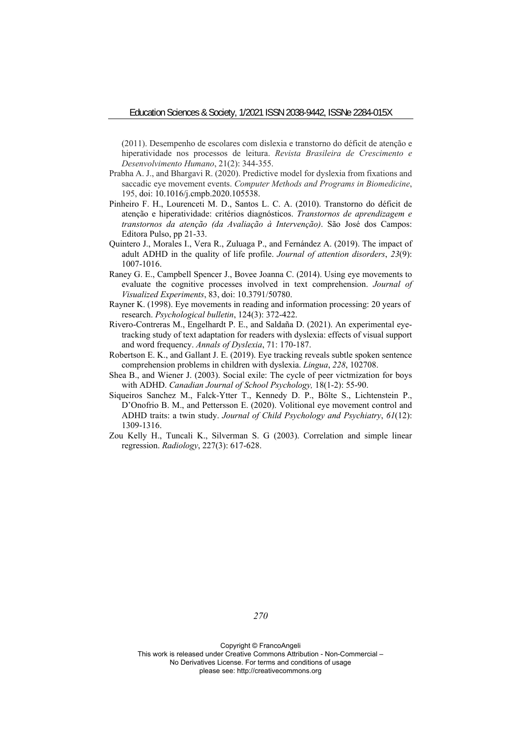(2011). Desempenho de escolares com dislexia e transtorno do déficit de atenção e hiperatividade nos processos de leitura. *Revista Brasileira de Crescimento e Desenvolvimento Humano*, 21(2): 344-355.

Prabha A. J., and Bhargavi R. (2020). Predictive model for dyslexia from fixations and saccadic eye movement events. *Computer Methods and Programs in Biomedicine*, 195, doi: 10.1016/j.cmpb.2020.105538.

Pinheiro F. H., Lourenceti M. D., Santos L. C. A. (2010). Transtorno do déficit de atenção e hiperatividade: critérios diagnósticos. *Transtornos de aprendizagem e transtornos da atenção (da Avaliação à Intervenção)*. São José dos Campos: Editora Pulso, pp 21-33.

Quintero J., Morales I., Vera R., Zuluaga P., and Fernández A. (2019). The impact of adult ADHD in the quality of life profile. *Journal of attention disorders*, *23*(9): 1007-1016.

Raney G. E., Campbell Spencer J., Bovee Joanna C. (2014). Using eye movements to evaluate the cognitive processes involved in text comprehension. *Journal of Visualized Experiments*, 83, doi: 10.3791/50780.

Rayner K. (1998). Eye movements in reading and information processing: 20 years of research. *Psychological bulletin*, 124(3): 372-422.

Rivero-Contreras M., Engelhardt P. E., and Saldaña D. (2021). An experimental eye-tracking study of text adaptation for readers with dyslexia: effects of visual support and word frequency. *Annals of Dyslexia*, 71: 170-187.

Robertson E. K., and Gallant J. E. (2019). Eye tracking reveals subtle spoken sentence comprehension problems in children with dyslexia. *Lingua*, *228*, 102708.

Shea B., and Wiener J. (2003). Social exile: The cycle of peer victmization for boys with ADHD. *Canadian Journal of School Psychology,* 18(1-2): 55-90.

Siqueiros Sanchez M., Falck-Ytter T., Kennedy D. P., Bölte S., Lichtenstein P., D'Onofrio B. M., and Pettersson E. (2020). Volitional eye movement control and ADHD traits: a twin study. *Journal of Child Psychology and Psychiatry*, *61*(12): 1309-1316.

Zou Kelly H., Tuncali K., Silverman S. G (2003). Correlation and simple linear regression. *Radiology*, 227(3): 617-628.